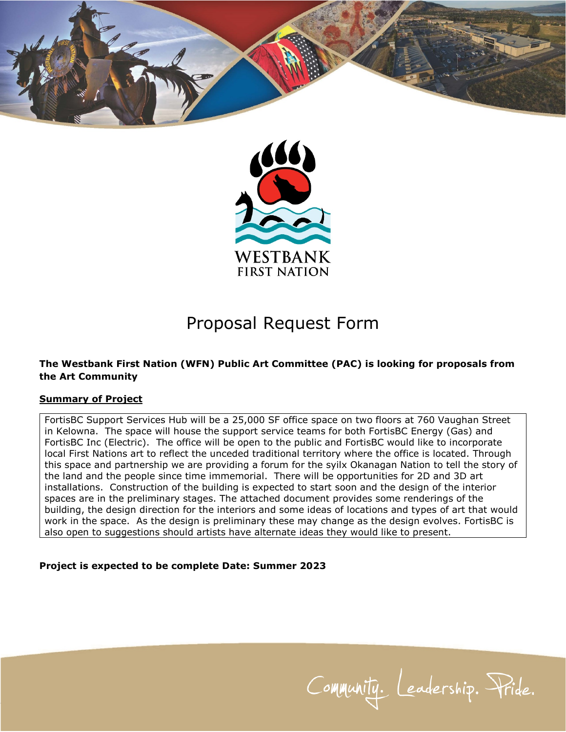WESTBANK FIRST NATION

# Proposal Request Form

**The Westbank First Nation (WFN) Public Art Committee (PAC) is looking for proposals from the Art Community**

## Summary of Project

FortisBC Support Services Hub will be a 25,000 SF office space on two floors at 760 Vaughan Street in Kelowna. The space will house the support service teams for both FortisBC Energy (Gas) and FortisBC Inc (Electric). The office will be open to the public and FortisBC would like to incorporate local First Nations art to reflect the unceded traditional territory where the office is located. Through this space and partnership we are providing a forum for the syilx Okanagan Nation to tell the story of the land and the people since time immemorial. There will be opportunities for 2D and 3D art installations. Construction of the building is expected to start soon and the design of the interior spaces are in the preliminary stages. The attached document provides some renderings of the building, the design direction for the interiors and some ideas of locations and types of art that would work in the space. As the design is preliminary these may change as the design evolves. FortisBC is also open to suggestions should artists have alternate ideas they would like to present.

**Project is expected to be complete Date: Summer 2023**

Community. Leadership. Pride.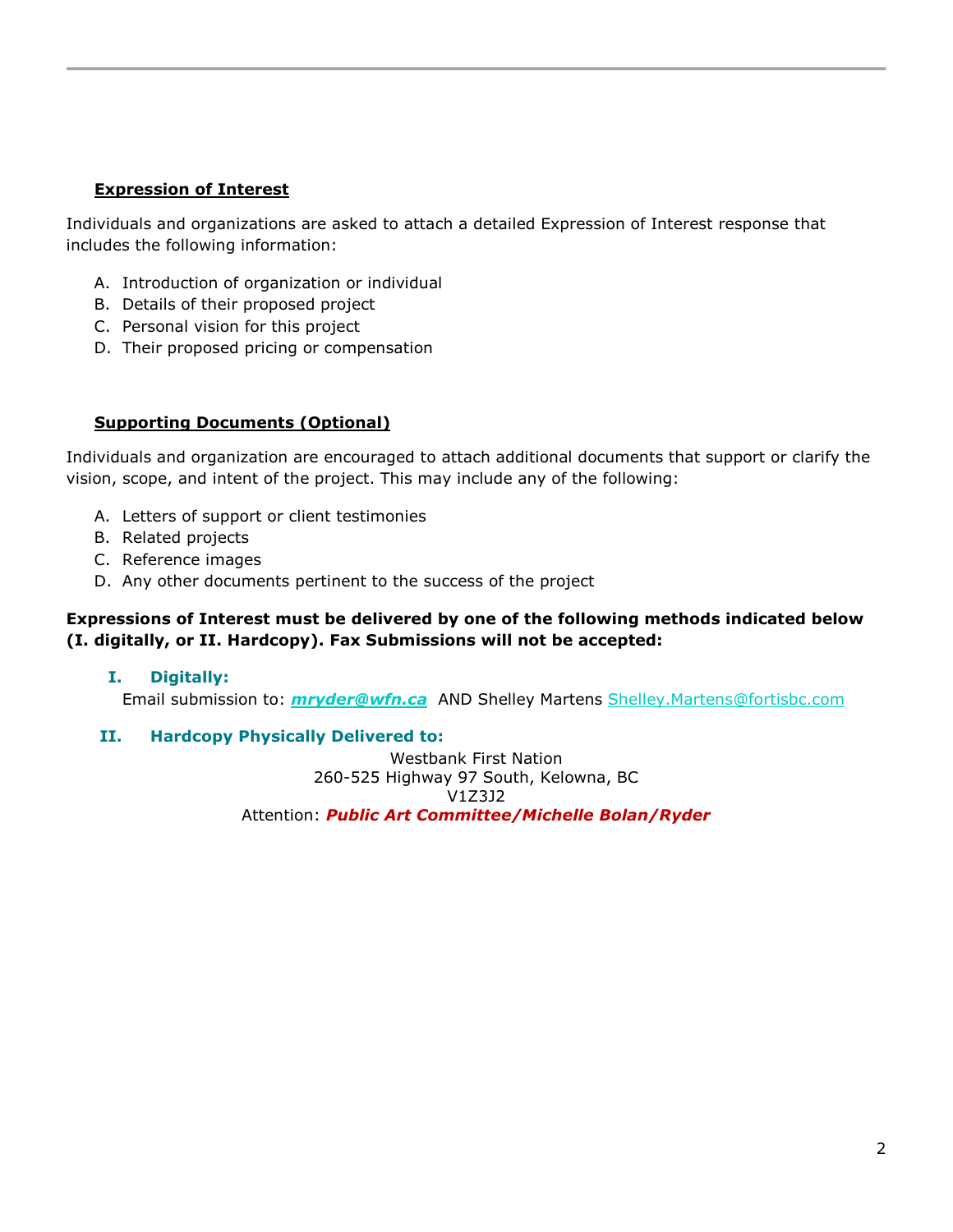## Expression of Interest

Individuals and organizations are asked to attach a detailed Expression of Interest response that includes the following information:

A. Introduction of organization or individual
B. Details of their proposed project
C. Personal vision for this project
D. Their proposed pricing or compensation

## Supporting Documents (Optional)

Individuals and organization are encouraged to attach additional documents that support or clarify the vision, scope, and intent of the project. This may include any of the following:

A. Letters of support or client testimonies
B. Related projects
C. Reference images
D. Any other documents pertinent to the success of the project

**Expressions of Interest must be delivered by one of the following methods indicated below (I. digitally, or II. Hardcopy). Fax Submissions will not be accepted:**

**I. Digitally:**

Email submission to: ***mryder@wfn.ca*** AND Shelley Martens Shelley.Martens@fortisbc.com

**II. Hardcopy Physically Delivered to:**

Westbank First Nation
260-525 Highway 97 South, Kelowna, BC
V1Z3J2
Attention: ***Public Art Committee/Michelle Bolan/Ryder***